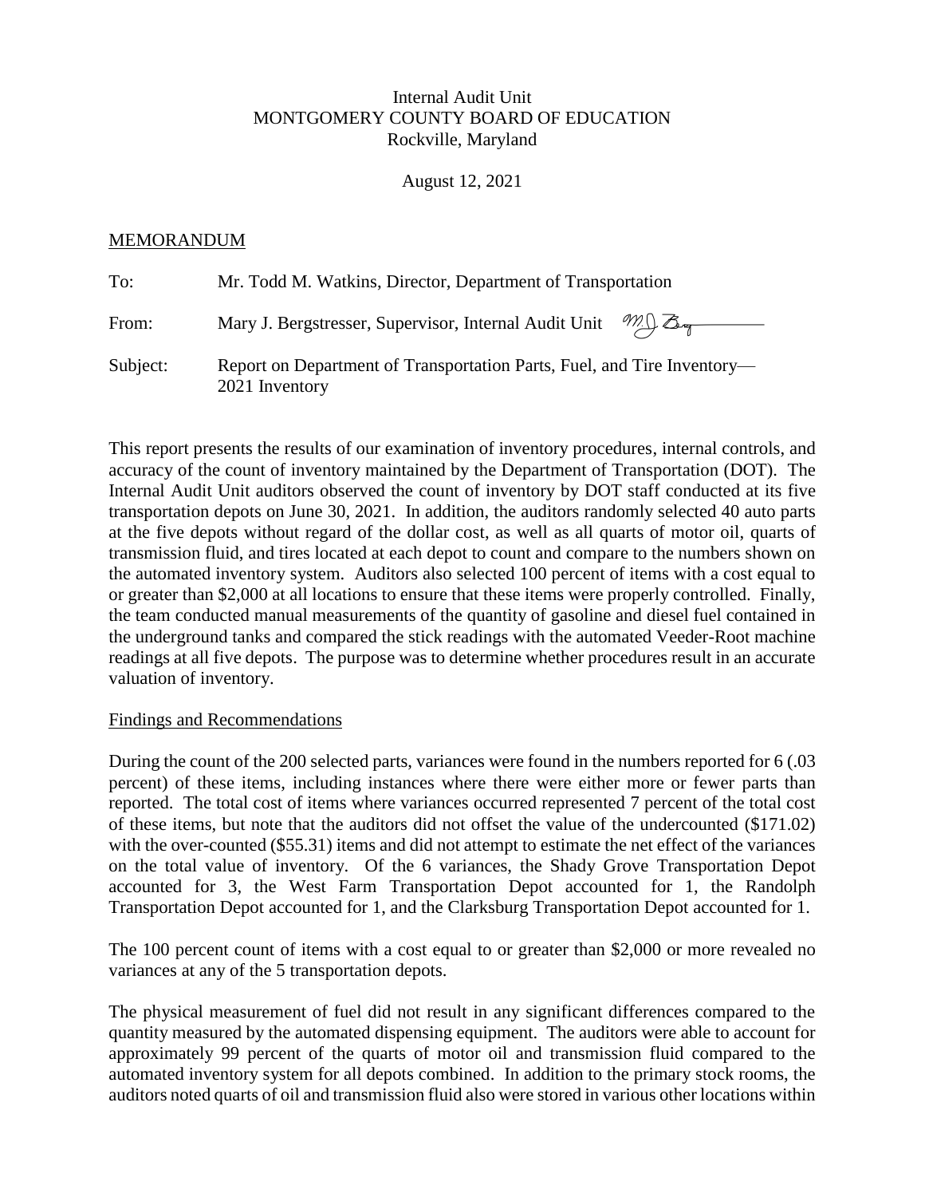Internal Audit Unit
MONTGOMERY COUNTY BOARD OF EDUCATION
Rockville, Maryland

August 12, 2021

MEMORANDUM

To: Mr. Todd M. Watkins, Director, Department of Transportation

From: Mary J. Bergstresser, Supervisor, Internal Audit Unit

Subject: Report on Department of Transportation Parts, Fuel, and Tire Inventory—2021 Inventory

This report presents the results of our examination of inventory procedures, internal controls, and accuracy of the count of inventory maintained by the Department of Transportation (DOT). The Internal Audit Unit auditors observed the count of inventory by DOT staff conducted at its five transportation depots on June 30, 2021. In addition, the auditors randomly selected 40 auto parts at the five depots without regard of the dollar cost, as well as all quarts of motor oil, quarts of transmission fluid, and tires located at each depot to count and compare to the numbers shown on the automated inventory system. Auditors also selected 100 percent of items with a cost equal to or greater than $2,000 at all locations to ensure that these items were properly controlled. Finally, the team conducted manual measurements of the quantity of gasoline and diesel fuel contained in the underground tanks and compared the stick readings with the automated Veeder-Root machine readings at all five depots. The purpose was to determine whether procedures result in an accurate valuation of inventory.

Findings and Recommendations

During the count of the 200 selected parts, variances were found in the numbers reported for 6 (.03 percent) of these items, including instances where there were either more or fewer parts than reported. The total cost of items where variances occurred represented 7 percent of the total cost of these items, but note that the auditors did not offset the value of the undercounted ($171.02) with the over-counted ($55.31) items and did not attempt to estimate the net effect of the variances on the total value of inventory. Of the 6 variances, the Shady Grove Transportation Depot accounted for 3, the West Farm Transportation Depot accounted for 1, the Randolph Transportation Depot accounted for 1, and the Clarksburg Transportation Depot accounted for 1.

The 100 percent count of items with a cost equal to or greater than $2,000 or more revealed no variances at any of the 5 transportation depots.

The physical measurement of fuel did not result in any significant differences compared to the quantity measured by the automated dispensing equipment. The auditors were able to account for approximately 99 percent of the quarts of motor oil and transmission fluid compared to the automated inventory system for all depots combined. In addition to the primary stock rooms, the auditors noted quarts of oil and transmission fluid also were stored in various other locations within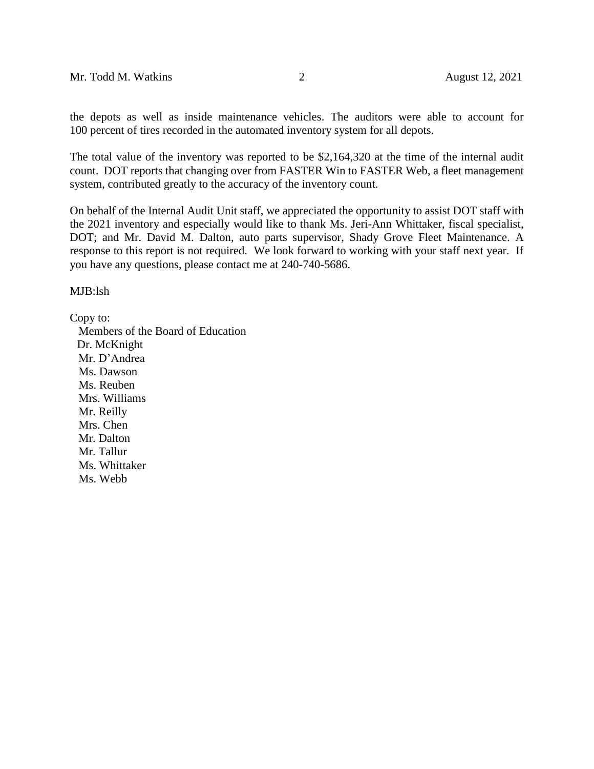the depots as well as inside maintenance vehicles. The auditors were able to account for 100 percent of tires recorded in the automated inventory system for all depots.

The total value of the inventory was reported to be $2,164,320 at the time of the internal audit count. DOT reports that changing over from FASTER Win to FASTER Web, a fleet management system, contributed greatly to the accuracy of the inventory count.

On behalf of the Internal Audit Unit staff, we appreciated the opportunity to assist DOT staff with the 2021 inventory and especially would like to thank Ms. Jeri-Ann Whittaker, fiscal specialist, DOT; and Mr. David M. Dalton, auto parts supervisor, Shady Grove Fleet Maintenance. A response to this report is not required. We look forward to working with your staff next year. If you have any questions, please contact me at 240-740-5686.

MJB:lsh

Copy to:

Members of the Board of Education
Dr. McKnight
Mr. D'Andrea
Ms. Dawson
Ms. Reuben
Mrs. Williams
Mr. Reilly
Mrs. Chen
Mr. Dalton
Mr. Tallur
Ms. Whittaker
Ms. Webb